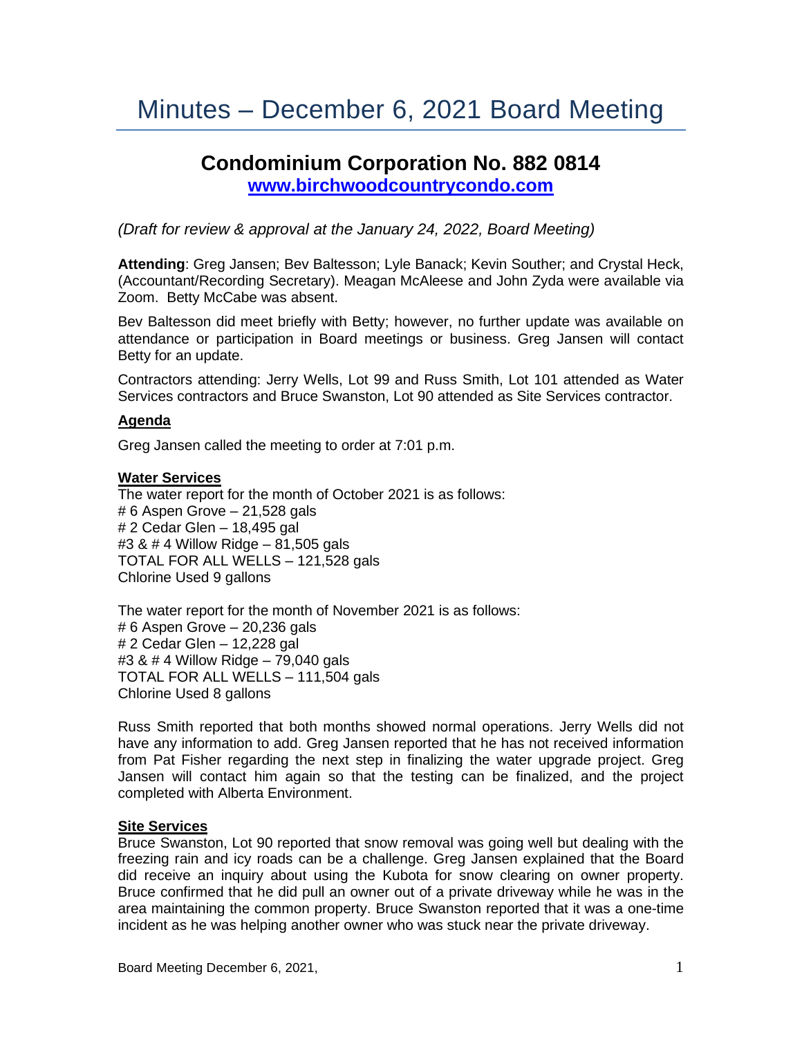# Minutes – December 6, 2021 Board Meeting

## Condominium Corporation No. 882 0814

**www.birchwoodcountrycondo.com**

*(Draft for review & approval at the January 24, 2022, Board Meeting)*

**Attending**: Greg Jansen; Bev Baltesson; Lyle Banack; Kevin Souther; and Crystal Heck, (Accountant/Recording Secretary). Meagan McAleese and John Zyda were available via Zoom. Betty McCabe was absent.

Bev Baltesson did meet briefly with Betty; however, no further update was available on attendance or participation in Board meetings or business. Greg Jansen will contact Betty for an update.

Contractors attending: Jerry Wells, Lot 99 and Russ Smith, Lot 101 attended as Water Services contractors and Bruce Swanston, Lot 90 attended as Site Services contractor.

### Agenda

Greg Jansen called the meeting to order at 7:01 p.m.

### Water Services

The water report for the month of October 2021 is as follows:
# 6 Aspen Grove – 21,528 gals
# 2 Cedar Glen – 18,495 gal
#3 & # 4 Willow Ridge – 81,505 gals
TOTAL FOR ALL WELLS – 121,528 gals
Chlorine Used 9 gallons

The water report for the month of November 2021 is as follows:
# 6 Aspen Grove – 20,236 gals
# 2 Cedar Glen – 12,228 gal
#3 & # 4 Willow Ridge – 79,040 gals
TOTAL FOR ALL WELLS – 111,504 gals
Chlorine Used 8 gallons

Russ Smith reported that both months showed normal operations. Jerry Wells did not have any information to add. Greg Jansen reported that he has not received information from Pat Fisher regarding the next step in finalizing the water upgrade project. Greg Jansen will contact him again so that the testing can be finalized, and the project completed with Alberta Environment.

### Site Services

Bruce Swanston, Lot 90 reported that snow removal was going well but dealing with the freezing rain and icy roads can be a challenge. Greg Jansen explained that the Board did receive an inquiry about using the Kubota for snow clearing on owner property. Bruce confirmed that he did pull an owner out of a private driveway while he was in the area maintaining the common property. Bruce Swanston reported that it was a one-time incident as he was helping another owner who was stuck near the private driveway.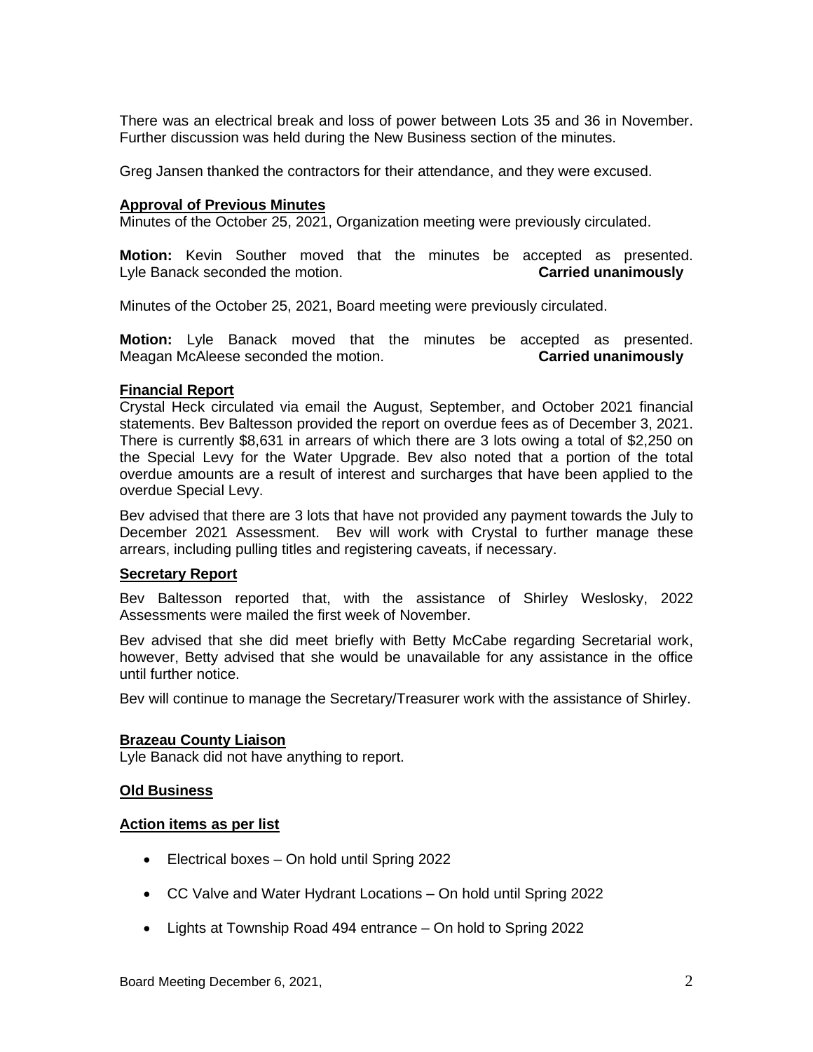There was an electrical break and loss of power between Lots 35 and 36 in November. Further discussion was held during the New Business section of the minutes.

Greg Jansen thanked the contractors for their attendance, and they were excused.

**Approval of Previous Minutes**

Minutes of the October 25, 2021, Organization meeting were previously circulated.

**Motion:** Kevin Souther moved that the minutes be accepted as presented. Lyle Banack seconded the motion. **Carried unanimously**

Minutes of the October 25, 2021, Board meeting were previously circulated.

**Motion:** Lyle Banack moved that the minutes be accepted as presented. Meagan McAleese seconded the motion. **Carried unanimously**

**Financial Report**

Crystal Heck circulated via email the August, September, and October 2021 financial statements. Bev Baltesson provided the report on overdue fees as of December 3, 2021. There is currently $8,631 in arrears of which there are 3 lots owing a total of $2,250 on the Special Levy for the Water Upgrade. Bev also noted that a portion of the total overdue amounts are a result of interest and surcharges that have been applied to the overdue Special Levy.

Bev advised that there are 3 lots that have not provided any payment towards the July to December 2021 Assessment. Bev will work with Crystal to further manage these arrears, including pulling titles and registering caveats, if necessary.

**Secretary Report**

Bev Baltesson reported that, with the assistance of Shirley Weslosky, 2022 Assessments were mailed the first week of November.

Bev advised that she did meet briefly with Betty McCabe regarding Secretarial work, however, Betty advised that she would be unavailable for any assistance in the office until further notice.

Bev will continue to manage the Secretary/Treasurer work with the assistance of Shirley.

**Brazeau County Liaison**

Lyle Banack did not have anything to report.

**Old Business**

**Action items as per list**

- Electrical boxes – On hold until Spring 2022
- CC Valve and Water Hydrant Locations – On hold until Spring 2022
- Lights at Township Road 494 entrance – On hold to Spring 2022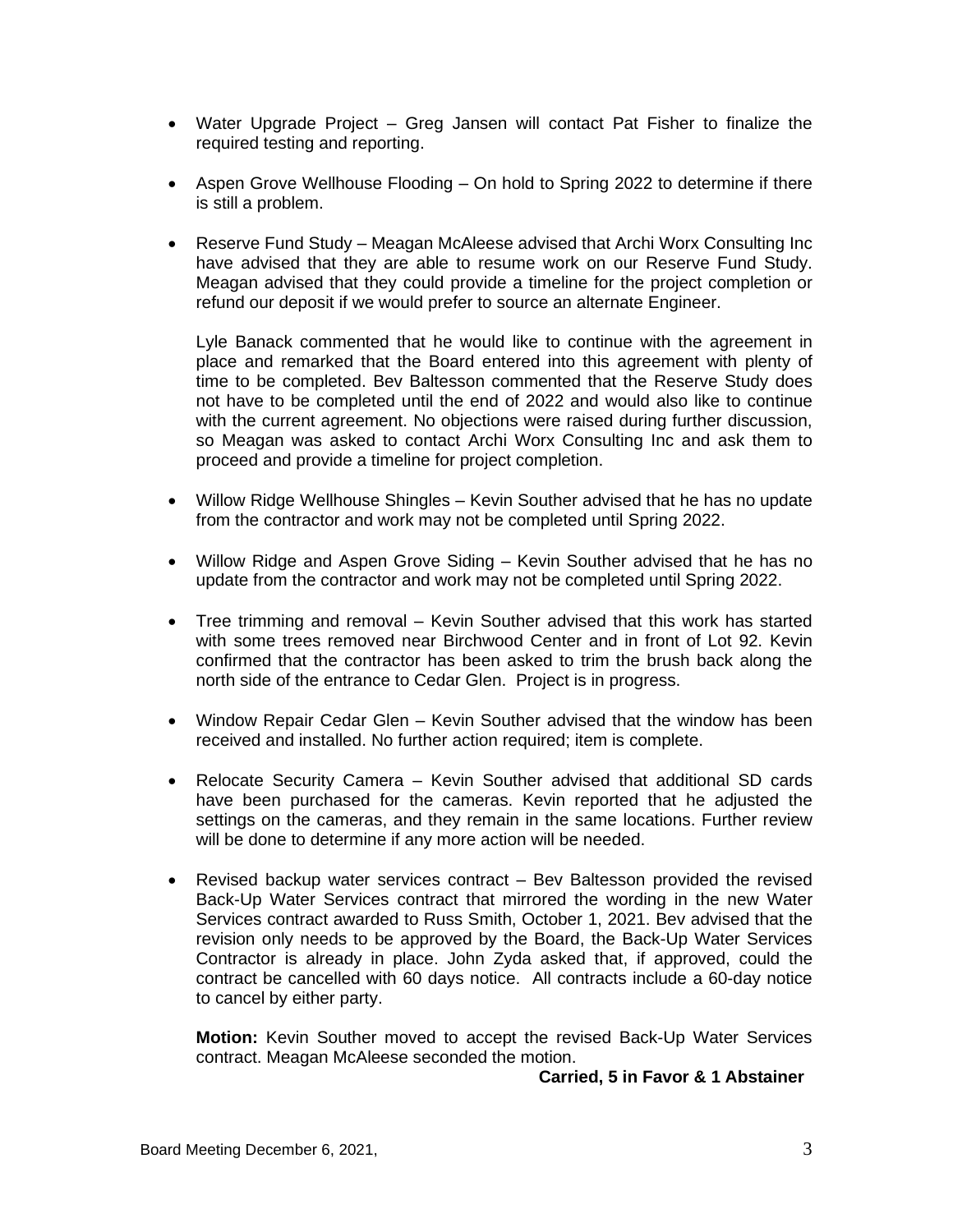- Water Upgrade Project – Greg Jansen will contact Pat Fisher to finalize the required testing and reporting.

- Aspen Grove Wellhouse Flooding – On hold to Spring 2022 to determine if there is still a problem.

- Reserve Fund Study – Meagan McAleese advised that Archi Worx Consulting Inc have advised that they are able to resume work on our Reserve Fund Study. Meagan advised that they could provide a timeline for the project completion or refund our deposit if we would prefer to source an alternate Engineer.

  Lyle Banack commented that he would like to continue with the agreement in place and remarked that the Board entered into this agreement with plenty of time to be completed. Bev Baltesson commented that the Reserve Study does not have to be completed until the end of 2022 and would also like to continue with the current agreement. No objections were raised during further discussion, so Meagan was asked to contact Archi Worx Consulting Inc and ask them to proceed and provide a timeline for project completion.

- Willow Ridge Wellhouse Shingles – Kevin Souther advised that he has no update from the contractor and work may not be completed until Spring 2022.

- Willow Ridge and Aspen Grove Siding – Kevin Souther advised that he has no update from the contractor and work may not be completed until Spring 2022.

- Tree trimming and removal – Kevin Souther advised that this work has started with some trees removed near Birchwood Center and in front of Lot 92. Kevin confirmed that the contractor has been asked to trim the brush back along the north side of the entrance to Cedar Glen. Project is in progress.

- Window Repair Cedar Glen – Kevin Souther advised that the window has been received and installed. No further action required; item is complete.

- Relocate Security Camera – Kevin Souther advised that additional SD cards have been purchased for the cameras. Kevin reported that he adjusted the settings on the cameras, and they remain in the same locations. Further review will be done to determine if any more action will be needed.

- Revised backup water services contract – Bev Baltesson provided the revised Back-Up Water Services contract that mirrored the wording in the new Water Services contract awarded to Russ Smith, October 1, 2021. Bev advised that the revision only needs to be approved by the Board, the Back-Up Water Services Contractor is already in place. John Zyda asked that, if approved, could the contract be cancelled with 60 days notice. All contracts include a 60-day notice to cancel by either party.

  **Motion:** Kevin Souther moved to accept the revised Back-Up Water Services contract. Meagan McAleese seconded the motion.

  **Carried, 5 in Favor & 1 Abstainer**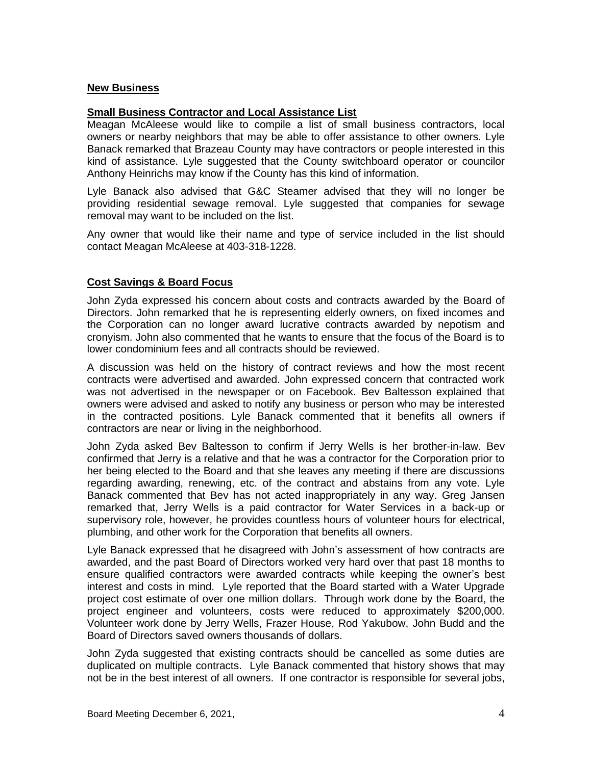## New Business

### Small Business Contractor and Local Assistance List

Meagan McAleese would like to compile a list of small business contractors, local owners or nearby neighbors that may be able to offer assistance to other owners. Lyle Banack remarked that Brazeau County may have contractors or people interested in this kind of assistance. Lyle suggested that the County switchboard operator or councilor Anthony Heinrichs may know if the County has this kind of information.

Lyle Banack also advised that G&C Steamer advised that they will no longer be providing residential sewage removal. Lyle suggested that companies for sewage removal may want to be included on the list.

Any owner that would like their name and type of service included in the list should contact Meagan McAleese at 403-318-1228.

### Cost Savings & Board Focus

John Zyda expressed his concern about costs and contracts awarded by the Board of Directors. John remarked that he is representing elderly owners, on fixed incomes and the Corporation can no longer award lucrative contracts awarded by nepotism and cronyism. John also commented that he wants to ensure that the focus of the Board is to lower condominium fees and all contracts should be reviewed.

A discussion was held on the history of contract reviews and how the most recent contracts were advertised and awarded. John expressed concern that contracted work was not advertised in the newspaper or on Facebook. Bev Baltesson explained that owners were advised and asked to notify any business or person who may be interested in the contracted positions. Lyle Banack commented that it benefits all owners if contractors are near or living in the neighborhood.

John Zyda asked Bev Baltesson to confirm if Jerry Wells is her brother-in-law. Bev confirmed that Jerry is a relative and that he was a contractor for the Corporation prior to her being elected to the Board and that she leaves any meeting if there are discussions regarding awarding, renewing, etc. of the contract and abstains from any vote. Lyle Banack commented that Bev has not acted inappropriately in any way. Greg Jansen remarked that, Jerry Wells is a paid contractor for Water Services in a back-up or supervisory role, however, he provides countless hours of volunteer hours for electrical, plumbing, and other work for the Corporation that benefits all owners.

Lyle Banack expressed that he disagreed with John's assessment of how contracts are awarded, and the past Board of Directors worked very hard over that past 18 months to ensure qualified contractors were awarded contracts while keeping the owner's best interest and costs in mind. Lyle reported that the Board started with a Water Upgrade project cost estimate of over one million dollars. Through work done by the Board, the project engineer and volunteers, costs were reduced to approximately $200,000. Volunteer work done by Jerry Wells, Frazer House, Rod Yakubow, John Budd and the Board of Directors saved owners thousands of dollars.

John Zyda suggested that existing contracts should be cancelled as some duties are duplicated on multiple contracts. Lyle Banack commented that history shows that may not be in the best interest of all owners. If one contractor is responsible for several jobs,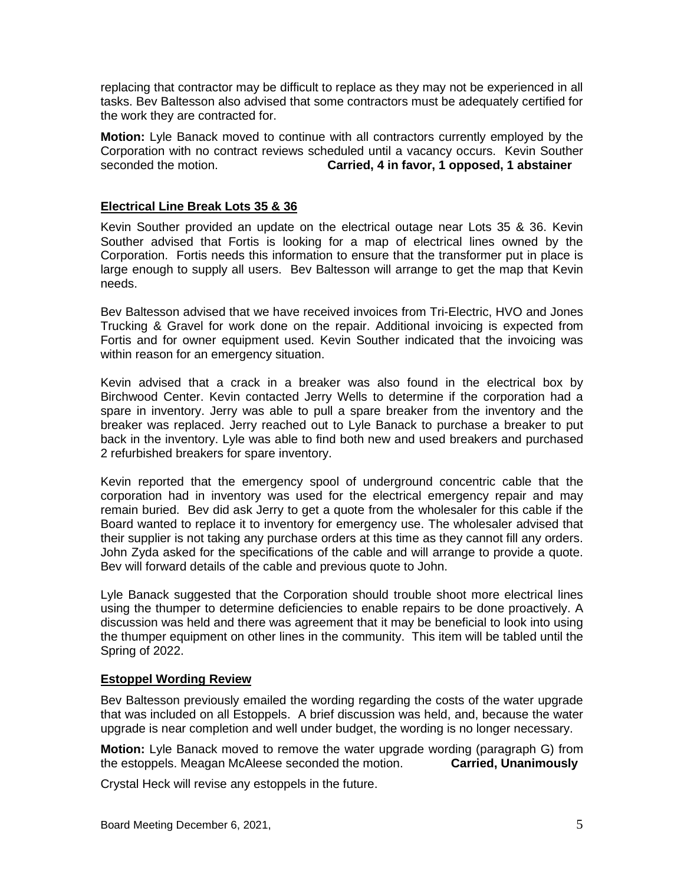replacing that contractor may be difficult to replace as they may not be experienced in all tasks. Bev Baltesson also advised that some contractors must be adequately certified for the work they are contracted for.

**Motion:** Lyle Banack moved to continue with all contractors currently employed by the Corporation with no contract reviews scheduled until a vacancy occurs. Kevin Souther seconded the motion. **Carried, 4 in favor, 1 opposed, 1 abstainer**

**Electrical Line Break Lots 35 & 36**

Kevin Souther provided an update on the electrical outage near Lots 35 & 36. Kevin Souther advised that Fortis is looking for a map of electrical lines owned by the Corporation. Fortis needs this information to ensure that the transformer put in place is large enough to supply all users. Bev Baltesson will arrange to get the map that Kevin needs.

Bev Baltesson advised that we have received invoices from Tri-Electric, HVO and Jones Trucking & Gravel for work done on the repair. Additional invoicing is expected from Fortis and for owner equipment used. Kevin Souther indicated that the invoicing was within reason for an emergency situation.

Kevin advised that a crack in a breaker was also found in the electrical box by Birchwood Center. Kevin contacted Jerry Wells to determine if the corporation had a spare in inventory. Jerry was able to pull a spare breaker from the inventory and the breaker was replaced. Jerry reached out to Lyle Banack to purchase a breaker to put back in the inventory. Lyle was able to find both new and used breakers and purchased 2 refurbished breakers for spare inventory.

Kevin reported that the emergency spool of underground concentric cable that the corporation had in inventory was used for the electrical emergency repair and may remain buried. Bev did ask Jerry to get a quote from the wholesaler for this cable if the Board wanted to replace it to inventory for emergency use. The wholesaler advised that their supplier is not taking any purchase orders at this time as they cannot fill any orders. John Zyda asked for the specifications of the cable and will arrange to provide a quote. Bev will forward details of the cable and previous quote to John.

Lyle Banack suggested that the Corporation should trouble shoot more electrical lines using the thumper to determine deficiencies to enable repairs to be done proactively. A discussion was held and there was agreement that it may be beneficial to look into using the thumper equipment on other lines in the community. This item will be tabled until the Spring of 2022.

**Estoppel Wording Review**

Bev Baltesson previously emailed the wording regarding the costs of the water upgrade that was included on all Estoppels. A brief discussion was held, and, because the water upgrade is near completion and well under budget, the wording is no longer necessary.

**Motion:** Lyle Banack moved to remove the water upgrade wording (paragraph G) from the estoppels. Meagan McAleese seconded the motion. **Carried, Unanimously**

Crystal Heck will revise any estoppels in the future.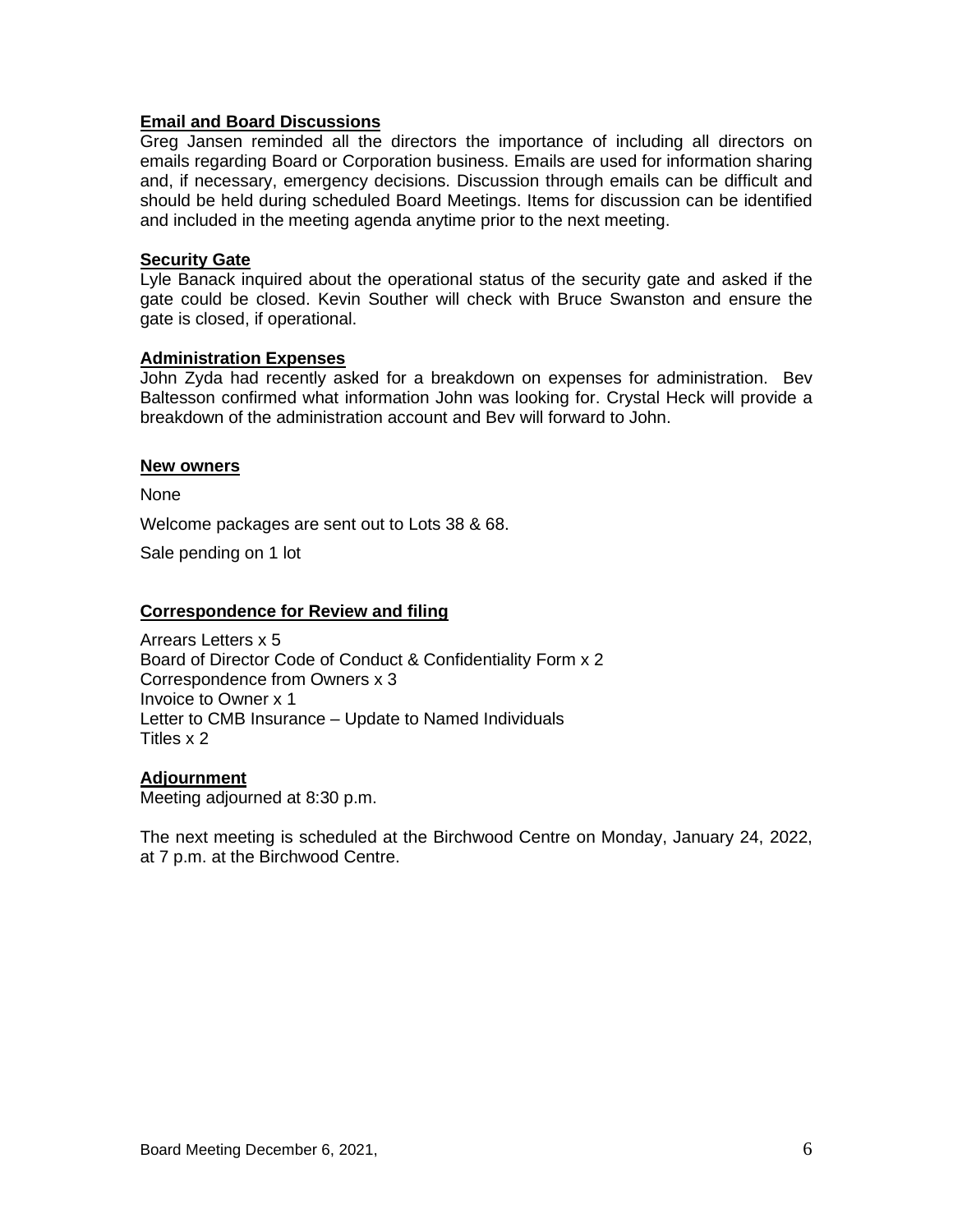**Email and Board Discussions**

Greg Jansen reminded all the directors the importance of including all directors on emails regarding Board or Corporation business. Emails are used for information sharing and, if necessary, emergency decisions. Discussion through emails can be difficult and should be held during scheduled Board Meetings. Items for discussion can be identified and included in the meeting agenda anytime prior to the next meeting.

**Security Gate**

Lyle Banack inquired about the operational status of the security gate and asked if the gate could be closed. Kevin Souther will check with Bruce Swanston and ensure the gate is closed, if operational.

**Administration Expenses**

John Zyda had recently asked for a breakdown on expenses for administration. Bev Baltesson confirmed what information John was looking for. Crystal Heck will provide a breakdown of the administration account and Bev will forward to John.

**New owners**

None

Welcome packages are sent out to Lots 38 & 68.

Sale pending on 1 lot

**Correspondence for Review and filing**

Arrears Letters x 5
Board of Director Code of Conduct & Confidentiality Form x 2
Correspondence from Owners x 3
Invoice to Owner x 1
Letter to CMB Insurance – Update to Named Individuals
Titles x 2

**Adjournment**

Meeting adjourned at 8:30 p.m.

The next meeting is scheduled at the Birchwood Centre on Monday, January 24, 2022, at 7 p.m. at the Birchwood Centre.